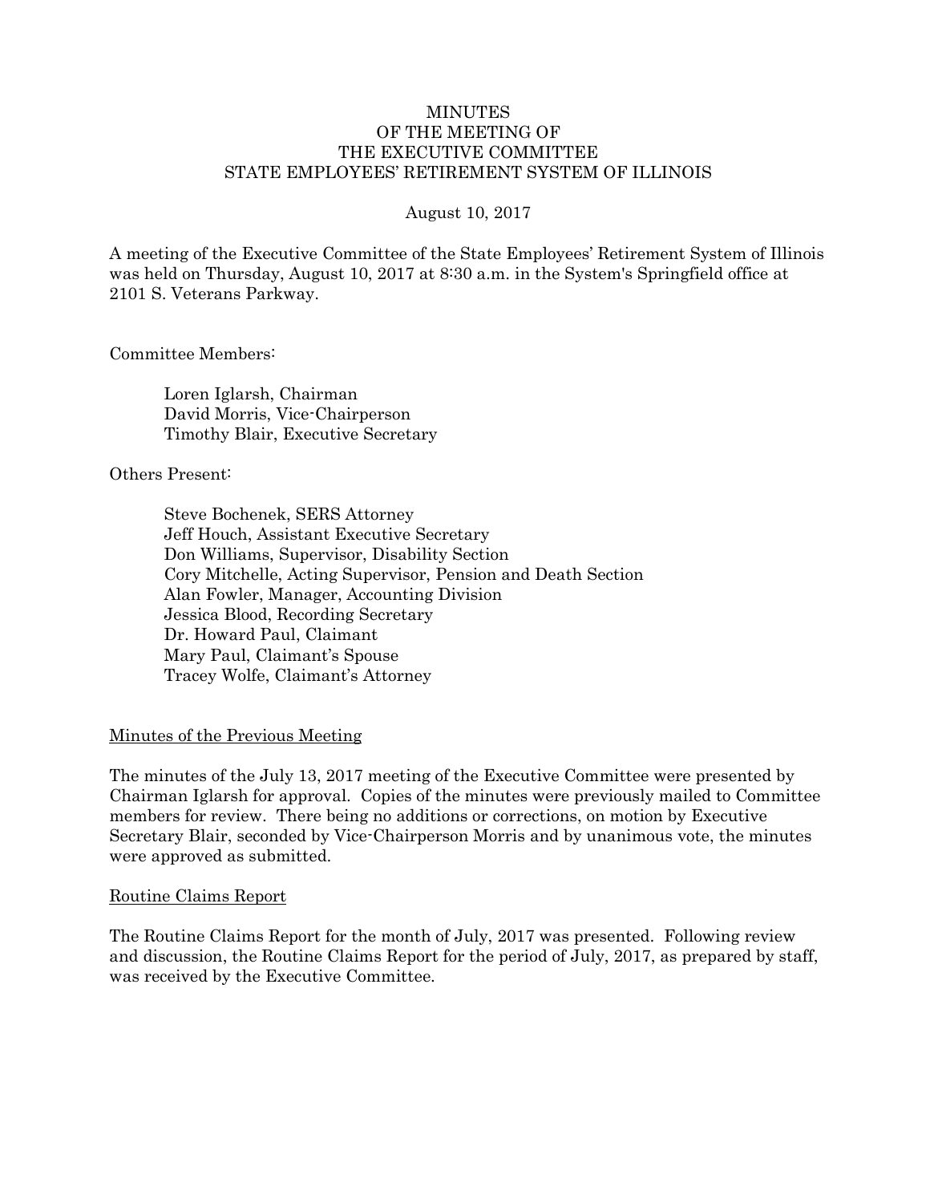# MINUTES
# OF THE MEETING OF
# THE EXECUTIVE COMMITTEE
# STATE EMPLOYEES' RETIREMENT SYSTEM OF ILLINOIS

August 10, 2017

A meeting of the Executive Committee of the State Employees' Retirement System of Illinois was held on Thursday, August 10, 2017 at 8:30 a.m. in the System's Springfield office at 2101 S. Veterans Parkway.

Committee Members:

Loren Iglarsh, Chairman
David Morris, Vice-Chairperson
Timothy Blair, Executive Secretary

Others Present:

Steve Bochenek, SERS Attorney
Jeff Houch, Assistant Executive Secretary
Don Williams, Supervisor, Disability Section
Cory Mitchelle, Acting Supervisor, Pension and Death Section
Alan Fowler, Manager, Accounting Division
Jessica Blood, Recording Secretary
Dr. Howard Paul, Claimant
Mary Paul, Claimant's Spouse
Tracey Wolfe, Claimant's Attorney

## Minutes of the Previous Meeting

The minutes of the July 13, 2017 meeting of the Executive Committee were presented by Chairman Iglarsh for approval. Copies of the minutes were previously mailed to Committee members for review. There being no additions or corrections, on motion by Executive Secretary Blair, seconded by Vice-Chairperson Morris and by unanimous vote, the minutes were approved as submitted.

## Routine Claims Report

The Routine Claims Report for the month of July, 2017 was presented. Following review and discussion, the Routine Claims Report for the period of July, 2017, as prepared by staff, was received by the Executive Committee.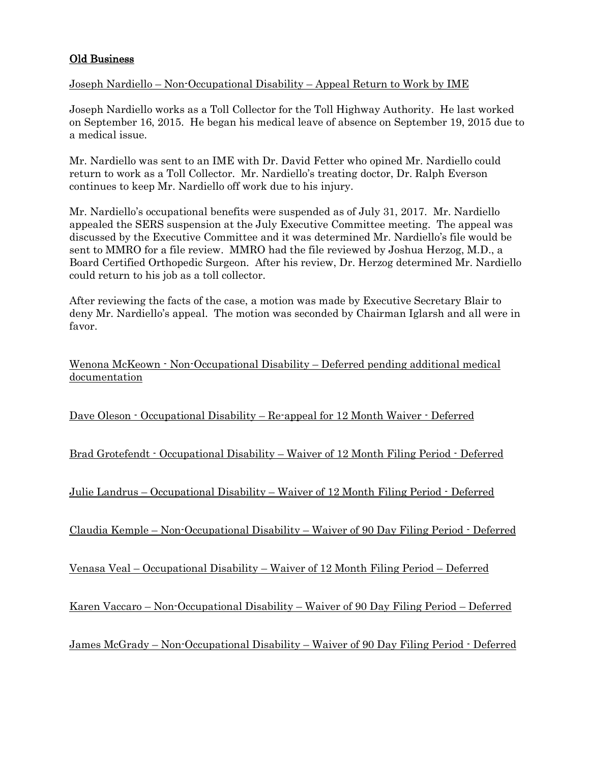## Old Business

Joseph Nardiello – Non-Occupational Disability – Appeal Return to Work by IME

Joseph Nardiello works as a Toll Collector for the Toll Highway Authority. He last worked on September 16, 2015. He began his medical leave of absence on September 19, 2015 due to a medical issue.

Mr. Nardiello was sent to an IME with Dr. David Fetter who opined Mr. Nardiello could return to work as a Toll Collector. Mr. Nardiello's treating doctor, Dr. Ralph Everson continues to keep Mr. Nardiello off work due to his injury.

Mr. Nardiello's occupational benefits were suspended as of July 31, 2017. Mr. Nardiello appealed the SERS suspension at the July Executive Committee meeting. The appeal was discussed by the Executive Committee and it was determined Mr. Nardiello's file would be sent to MMRO for a file review. MMRO had the file reviewed by Joshua Herzog, M.D., a Board Certified Orthopedic Surgeon. After his review, Dr. Herzog determined Mr. Nardiello could return to his job as a toll collector.

After reviewing the facts of the case, a motion was made by Executive Secretary Blair to deny Mr. Nardiello's appeal. The motion was seconded by Chairman Iglarsh and all were in favor.

Wenona McKeown - Non-Occupational Disability – Deferred pending additional medical documentation

Dave Oleson - Occupational Disability – Re-appeal for 12 Month Waiver - Deferred

Brad Grotefendt - Occupational Disability – Waiver of 12 Month Filing Period - Deferred

Julie Landrus – Occupational Disability – Waiver of 12 Month Filing Period - Deferred

Claudia Kemple – Non-Occupational Disability – Waiver of 90 Day Filing Period - Deferred

Venasa Veal – Occupational Disability – Waiver of 12 Month Filing Period – Deferred

Karen Vaccaro – Non-Occupational Disability – Waiver of 90 Day Filing Period – Deferred

James McGrady – Non-Occupational Disability – Waiver of 90 Day Filing Period - Deferred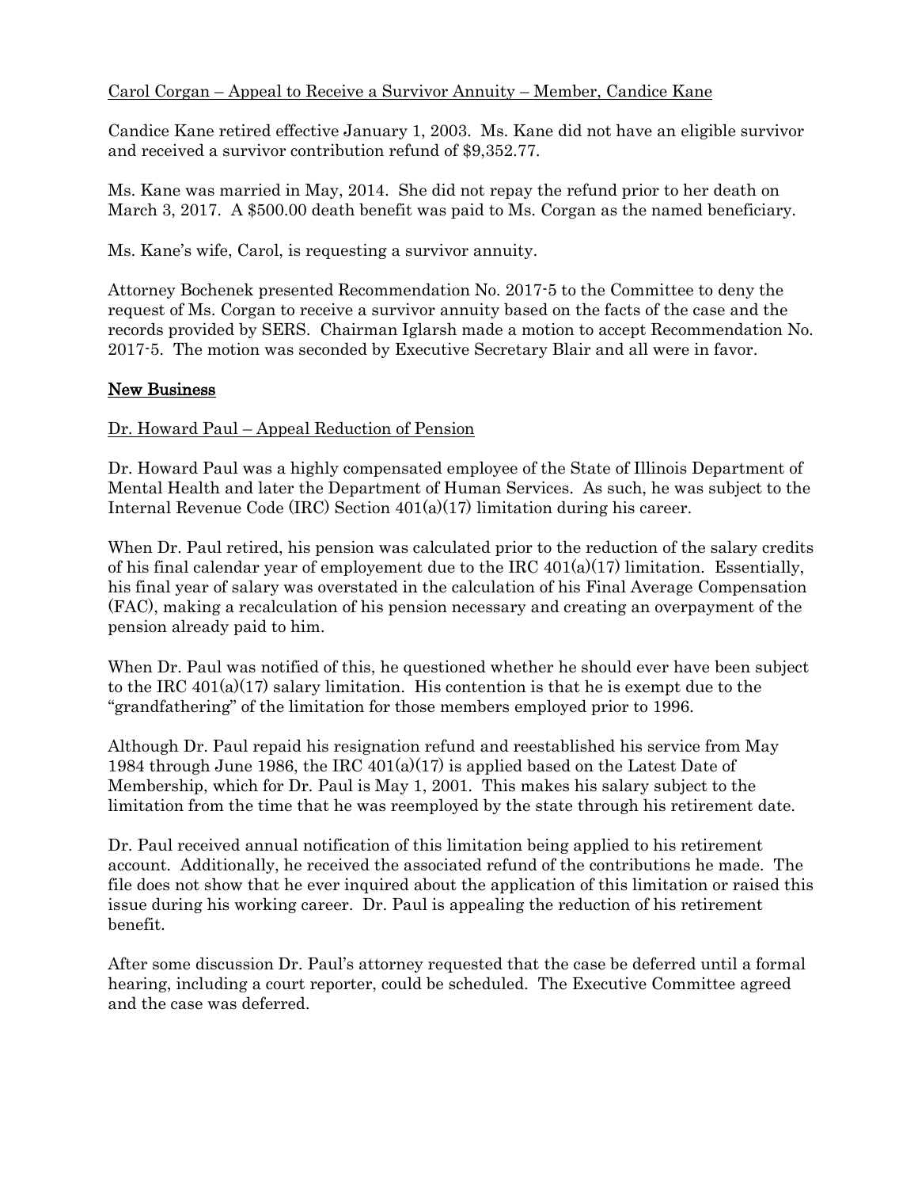Carol Corgan – Appeal to Receive a Survivor Annuity – Member, Candice Kane

Candice Kane retired effective January 1, 2003. Ms. Kane did not have an eligible survivor and received a survivor contribution refund of $9,352.77.

Ms. Kane was married in May, 2014. She did not repay the refund prior to her death on March 3, 2017. A $500.00 death benefit was paid to Ms. Corgan as the named beneficiary.

Ms. Kane's wife, Carol, is requesting a survivor annuity.

Attorney Bochenek presented Recommendation No. 2017-5 to the Committee to deny the request of Ms. Corgan to receive a survivor annuity based on the facts of the case and the records provided by SERS. Chairman Iglarsh made a motion to accept Recommendation No. 2017-5. The motion was seconded by Executive Secretary Blair and all were in favor.

## New Business

Dr. Howard Paul – Appeal Reduction of Pension

Dr. Howard Paul was a highly compensated employee of the State of Illinois Department of Mental Health and later the Department of Human Services. As such, he was subject to the Internal Revenue Code (IRC) Section 401(a)(17) limitation during his career.

When Dr. Paul retired, his pension was calculated prior to the reduction of the salary credits of his final calendar year of employement due to the IRC 401(a)(17) limitation. Essentially, his final year of salary was overstated in the calculation of his Final Average Compensation (FAC), making a recalculation of his pension necessary and creating an overpayment of the pension already paid to him.

When Dr. Paul was notified of this, he questioned whether he should ever have been subject to the IRC 401(a)(17) salary limitation. His contention is that he is exempt due to the "grandfathering" of the limitation for those members employed prior to 1996.

Although Dr. Paul repaid his resignation refund and reestablished his service from May 1984 through June 1986, the IRC 401(a)(17) is applied based on the Latest Date of Membership, which for Dr. Paul is May 1, 2001. This makes his salary subject to the limitation from the time that he was reemployed by the state through his retirement date.

Dr. Paul received annual notification of this limitation being applied to his retirement account. Additionally, he received the associated refund of the contributions he made. The file does not show that he ever inquired about the application of this limitation or raised this issue during his working career. Dr. Paul is appealing the reduction of his retirement benefit.

After some discussion Dr. Paul's attorney requested that the case be deferred until a formal hearing, including a court reporter, could be scheduled. The Executive Committee agreed and the case was deferred.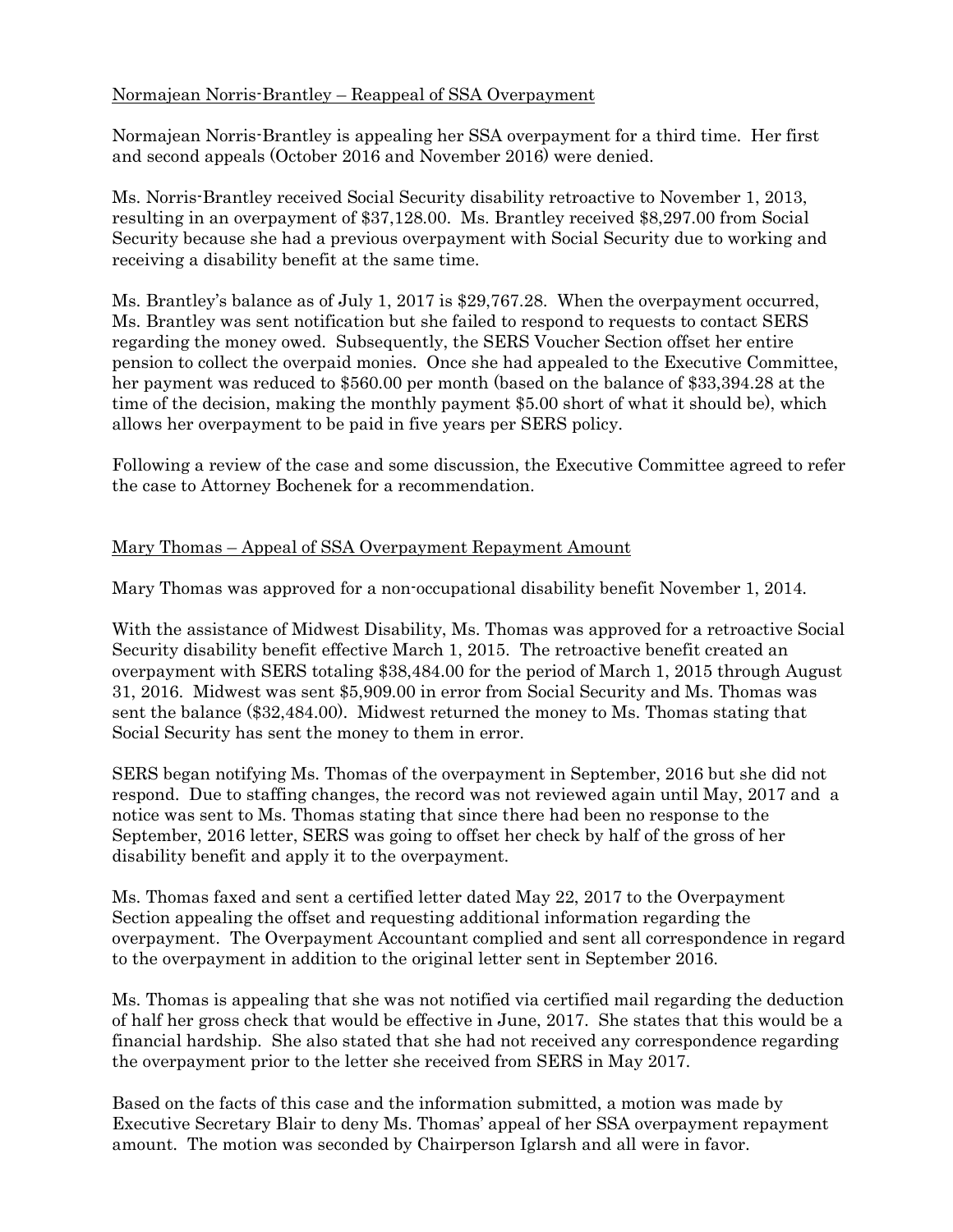Normajean Norris-Brantley – Reappeal of SSA Overpayment

Normajean Norris-Brantley is appealing her SSA overpayment for a third time. Her first and second appeals (October 2016 and November 2016) were denied.

Ms. Norris-Brantley received Social Security disability retroactive to November 1, 2013, resulting in an overpayment of $37,128.00. Ms. Brantley received $8,297.00 from Social Security because she had a previous overpayment with Social Security due to working and receiving a disability benefit at the same time.

Ms. Brantley's balance as of July 1, 2017 is $29,767.28. When the overpayment occurred, Ms. Brantley was sent notification but she failed to respond to requests to contact SERS regarding the money owed. Subsequently, the SERS Voucher Section offset her entire pension to collect the overpaid monies. Once she had appealed to the Executive Committee, her payment was reduced to $560.00 per month (based on the balance of $33,394.28 at the time of the decision, making the monthly payment $5.00 short of what it should be), which allows her overpayment to be paid in five years per SERS policy.

Following a review of the case and some discussion, the Executive Committee agreed to refer the case to Attorney Bochenek for a recommendation.

Mary Thomas – Appeal of SSA Overpayment Repayment Amount

Mary Thomas was approved for a non-occupational disability benefit November 1, 2014.

With the assistance of Midwest Disability, Ms. Thomas was approved for a retroactive Social Security disability benefit effective March 1, 2015. The retroactive benefit created an overpayment with SERS totaling $38,484.00 for the period of March 1, 2015 through August 31, 2016. Midwest was sent $5,909.00 in error from Social Security and Ms. Thomas was sent the balance ($32,484.00). Midwest returned the money to Ms. Thomas stating that Social Security has sent the money to them in error.

SERS began notifying Ms. Thomas of the overpayment in September, 2016 but she did not respond. Due to staffing changes, the record was not reviewed again until May, 2017 and a notice was sent to Ms. Thomas stating that since there had been no response to the September, 2016 letter, SERS was going to offset her check by half of the gross of her disability benefit and apply it to the overpayment.

Ms. Thomas faxed and sent a certified letter dated May 22, 2017 to the Overpayment Section appealing the offset and requesting additional information regarding the overpayment. The Overpayment Accountant complied and sent all correspondence in regard to the overpayment in addition to the original letter sent in September 2016.

Ms. Thomas is appealing that she was not notified via certified mail regarding the deduction of half her gross check that would be effective in June, 2017. She states that this would be a financial hardship. She also stated that she had not received any correspondence regarding the overpayment prior to the letter she received from SERS in May 2017.

Based on the facts of this case and the information submitted, a motion was made by Executive Secretary Blair to deny Ms. Thomas' appeal of her SSA overpayment repayment amount. The motion was seconded by Chairperson Iglarsh and all were in favor.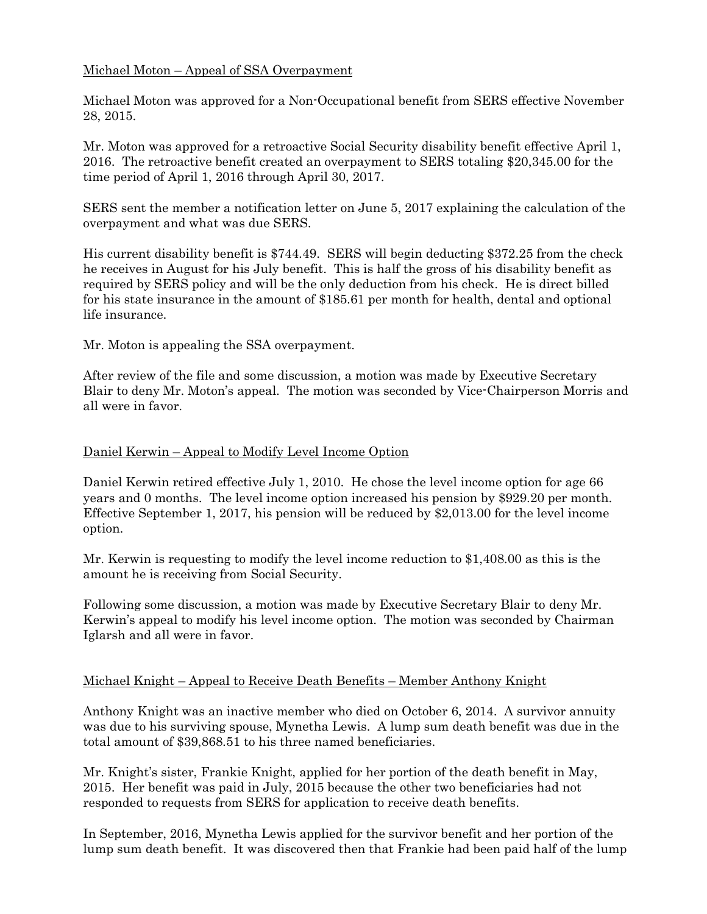Michael Moton – Appeal of SSA Overpayment

Michael Moton was approved for a Non-Occupational benefit from SERS effective November 28, 2015.

Mr. Moton was approved for a retroactive Social Security disability benefit effective April 1, 2016. The retroactive benefit created an overpayment to SERS totaling $20,345.00 for the time period of April 1, 2016 through April 30, 2017.

SERS sent the member a notification letter on June 5, 2017 explaining the calculation of the overpayment and what was due SERS.

His current disability benefit is $744.49. SERS will begin deducting $372.25 from the check he receives in August for his July benefit. This is half the gross of his disability benefit as required by SERS policy and will be the only deduction from his check. He is direct billed for his state insurance in the amount of $185.61 per month for health, dental and optional life insurance.

Mr. Moton is appealing the SSA overpayment.

After review of the file and some discussion, a motion was made by Executive Secretary Blair to deny Mr. Moton's appeal. The motion was seconded by Vice-Chairperson Morris and all were in favor.

Daniel Kerwin – Appeal to Modify Level Income Option

Daniel Kerwin retired effective July 1, 2010. He chose the level income option for age 66 years and 0 months. The level income option increased his pension by $929.20 per month. Effective September 1, 2017, his pension will be reduced by $2,013.00 for the level income option.

Mr. Kerwin is requesting to modify the level income reduction to $1,408.00 as this is the amount he is receiving from Social Security.

Following some discussion, a motion was made by Executive Secretary Blair to deny Mr. Kerwin's appeal to modify his level income option. The motion was seconded by Chairman Iglarsh and all were in favor.

Michael Knight – Appeal to Receive Death Benefits – Member Anthony Knight

Anthony Knight was an inactive member who died on October 6, 2014. A survivor annuity was due to his surviving spouse, Mynetha Lewis. A lump sum death benefit was due in the total amount of $39,868.51 to his three named beneficiaries.

Mr. Knight's sister, Frankie Knight, applied for her portion of the death benefit in May, 2015. Her benefit was paid in July, 2015 because the other two beneficiaries had not responded to requests from SERS for application to receive death benefits.

In September, 2016, Mynetha Lewis applied for the survivor benefit and her portion of the lump sum death benefit. It was discovered then that Frankie had been paid half of the lump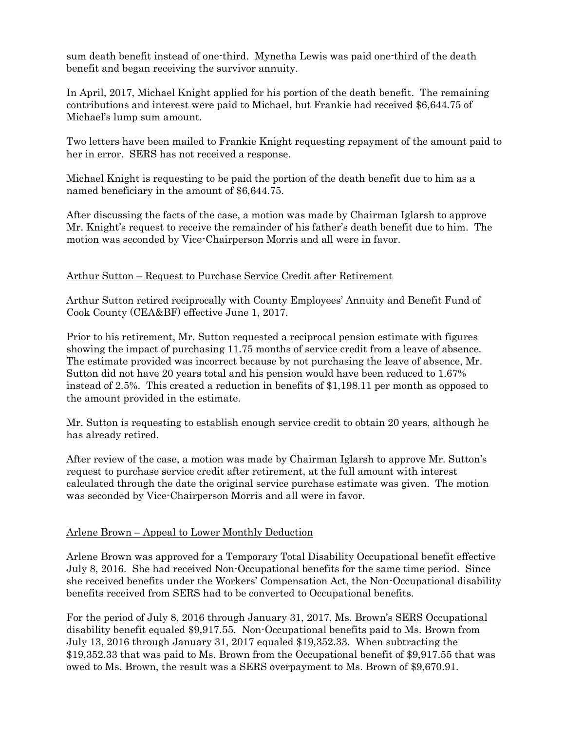sum death benefit instead of one-third. Mynetha Lewis was paid one-third of the death benefit and began receiving the survivor annuity.

In April, 2017, Michael Knight applied for his portion of the death benefit. The remaining contributions and interest were paid to Michael, but Frankie had received $6,644.75 of Michael's lump sum amount.

Two letters have been mailed to Frankie Knight requesting repayment of the amount paid to her in error. SERS has not received a response.

Michael Knight is requesting to be paid the portion of the death benefit due to him as a named beneficiary in the amount of $6,644.75.

After discussing the facts of the case, a motion was made by Chairman Iglarsh to approve Mr. Knight's request to receive the remainder of his father's death benefit due to him. The motion was seconded by Vice-Chairperson Morris and all were in favor.

<u>Arthur Sutton – Request to Purchase Service Credit after Retirement</u>

Arthur Sutton retired reciprocally with County Employees' Annuity and Benefit Fund of Cook County (CEA&BF) effective June 1, 2017.

Prior to his retirement, Mr. Sutton requested a reciprocal pension estimate with figures showing the impact of purchasing 11.75 months of service credit from a leave of absence. The estimate provided was incorrect because by not purchasing the leave of absence, Mr. Sutton did not have 20 years total and his pension would have been reduced to 1.67% instead of 2.5%. This created a reduction in benefits of $1,198.11 per month as opposed to the amount provided in the estimate.

Mr. Sutton is requesting to establish enough service credit to obtain 20 years, although he has already retired.

After review of the case, a motion was made by Chairman Iglarsh to approve Mr. Sutton's request to purchase service credit after retirement, at the full amount with interest calculated through the date the original service purchase estimate was given. The motion was seconded by Vice-Chairperson Morris and all were in favor.

<u>Arlene Brown – Appeal to Lower Monthly Deduction</u>

Arlene Brown was approved for a Temporary Total Disability Occupational benefit effective July 8, 2016. She had received Non-Occupational benefits for the same time period. Since she received benefits under the Workers' Compensation Act, the Non-Occupational disability benefits received from SERS had to be converted to Occupational benefits.

For the period of July 8, 2016 through January 31, 2017, Ms. Brown's SERS Occupational disability benefit equaled $9,917.55. Non-Occupational benefits paid to Ms. Brown from July 13, 2016 through January 31, 2017 equaled $19,352.33. When subtracting the $19,352.33 that was paid to Ms. Brown from the Occupational benefit of $9,917.55 that was owed to Ms. Brown, the result was a SERS overpayment to Ms. Brown of $9,670.91.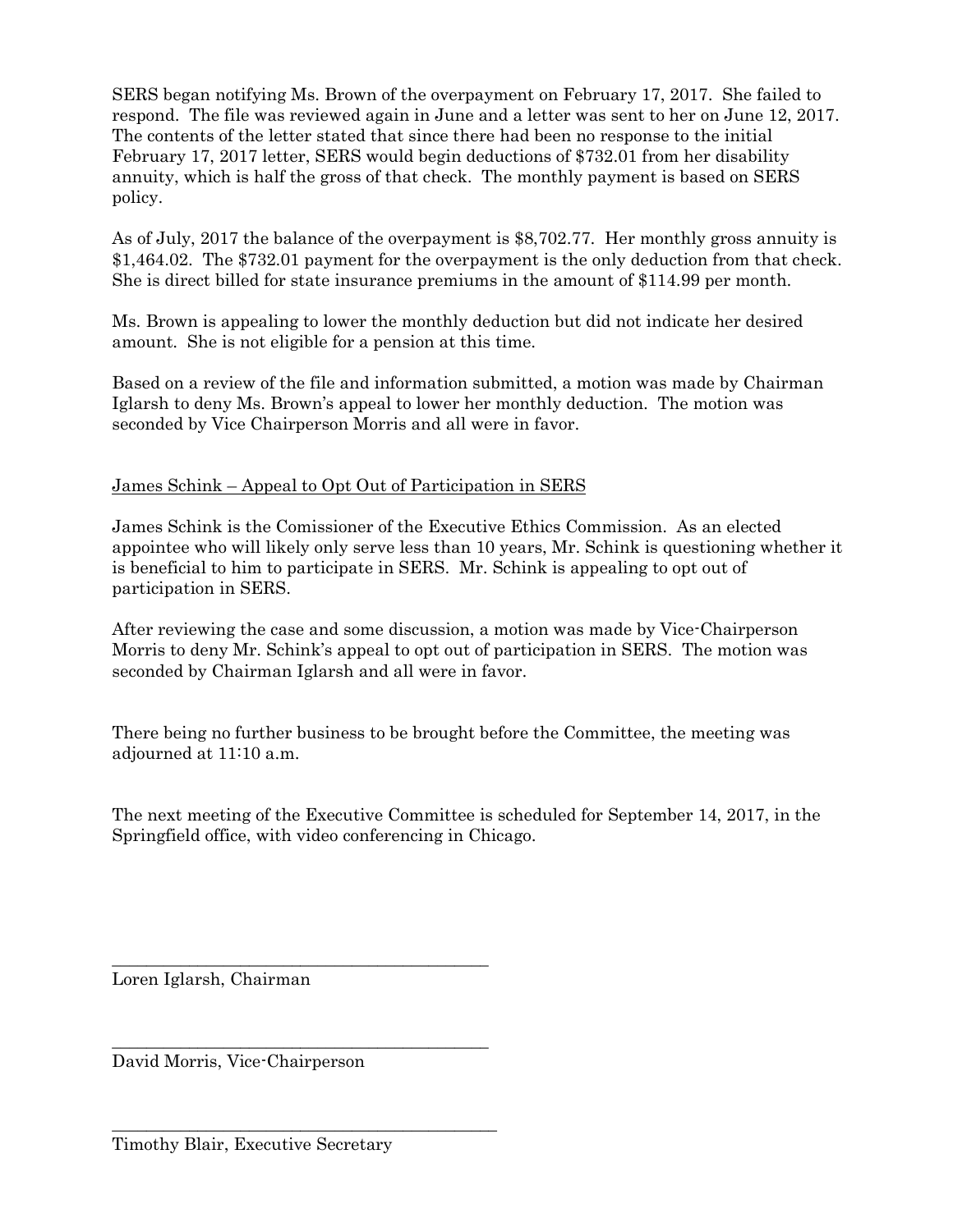SERS began notifying Ms. Brown of the overpayment on February 17, 2017. She failed to respond. The file was reviewed again in June and a letter was sent to her on June 12, 2017. The contents of the letter stated that since there had been no response to the initial February 17, 2017 letter, SERS would begin deductions of $732.01 from her disability annuity, which is half the gross of that check. The monthly payment is based on SERS policy.

As of July, 2017 the balance of the overpayment is $8,702.77. Her monthly gross annuity is $1,464.02. The $732.01 payment for the overpayment is the only deduction from that check. She is direct billed for state insurance premiums in the amount of $114.99 per month.

Ms. Brown is appealing to lower the monthly deduction but did not indicate her desired amount. She is not eligible for a pension at this time.

Based on a review of the file and information submitted, a motion was made by Chairman Iglarsh to deny Ms. Brown's appeal to lower her monthly deduction. The motion was seconded by Vice Chairperson Morris and all were in favor.

<u>James Schink – Appeal to Opt Out of Participation in SERS</u>

James Schink is the Comissioner of the Executive Ethics Commission. As an elected appointee who will likely only serve less than 10 years, Mr. Schink is questioning whether it is beneficial to him to participate in SERS. Mr. Schink is appealing to opt out of participation in SERS.

After reviewing the case and some discussion, a motion was made by Vice-Chairperson Morris to deny Mr. Schink's appeal to opt out of participation in SERS. The motion was seconded by Chairman Iglarsh and all were in favor.

There being no further business to be brought before the Committee, the meeting was adjourned at 11:10 a.m.

The next meeting of the Executive Committee is scheduled for September 14, 2017, in the Springfield office, with video conferencing in Chicago.

\_\_\_\_\_\_\_\_\_\_\_\_\_\_\_\_\_\_\_\_\_\_\_\_\_\_\_\_\_\_\_\_\_\_\_\_\_\_\_\_\_\_\_\_

Loren Iglarsh, Chairman

\_\_\_\_\_\_\_\_\_\_\_\_\_\_\_\_\_\_\_\_\_\_\_\_\_\_\_\_\_\_\_\_\_\_\_\_\_\_\_\_\_\_\_\_

David Morris, Vice-Chairperson

\_\_\_\_\_\_\_\_\_\_\_\_\_\_\_\_\_\_\_\_\_\_\_\_\_\_\_\_\_\_\_\_\_\_\_\_\_\_\_\_\_\_\_\_

Timothy Blair, Executive Secretary